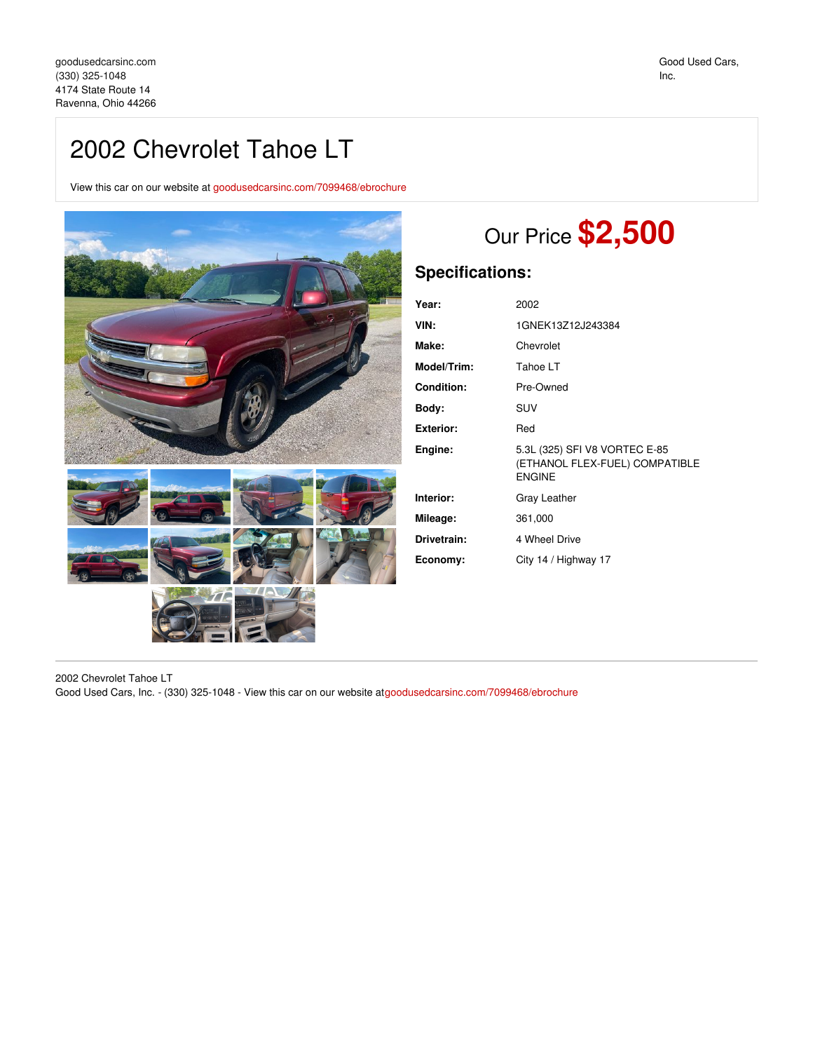goodusedcarsinc.com
(330) 325-1048
4174 State Route 14
Ravenna, Ohio 44266

Good Used Cars, Inc.

# 2002 Chevrolet Tahoe LT

View this car on our website at goodusedcarsinc.com/7099468/ebrochure

## Our Price **$2,500**

### Specifications:

| | |
|---|---|
| **Year:** | 2002 |
| **VIN:** | 1GNEK13Z12J243384 |
| **Make:** | Chevrolet |
| **Model/Trim:** | Tahoe LT |
| **Condition:** | Pre-Owned |
| **Body:** | SUV |
| **Exterior:** | Red |
| **Engine:** | 5.3L (325) SFI V8 VORTEC E-85 (ETHANOL FLEX-FUEL) COMPATIBLE ENGINE |
| **Interior:** | Gray Leather |
| **Mileage:** | 361,000 |
| **Drivetrain:** | 4 Wheel Drive |
| **Economy:** | City 14 / Highway 17 |

2002 Chevrolet Tahoe LT
Good Used Cars, Inc. - (330) 325-1048 - View this car on our website atgoodusedcarsinc.com/7099468/ebrochure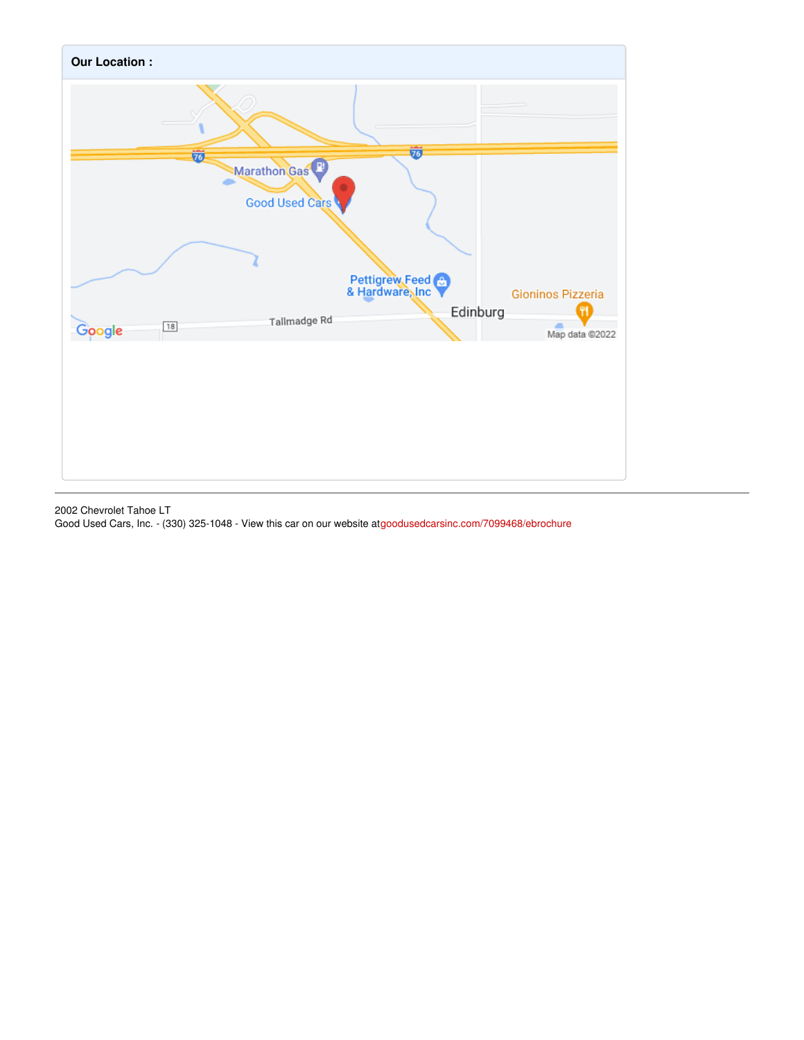**Our Location :**

2002 Chevrolet Tahoe LT
Good Used Cars, Inc. - (330) 325-1048 - View this car on our website atgoodusedcarsinc.com/7099468/ebrochure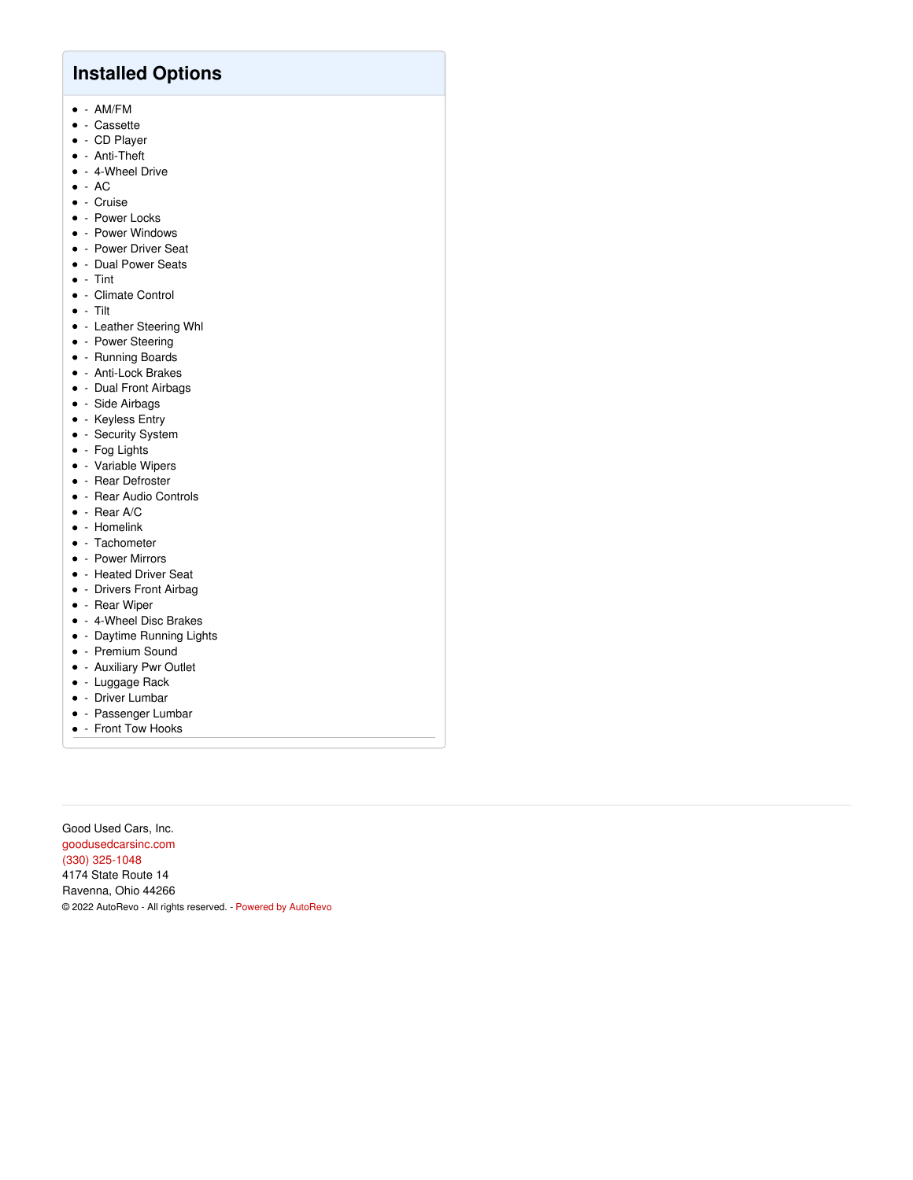## Installed Options

- \- AM/FM
- \- Cassette
- \- CD Player
- \- Anti-Theft
- \- 4-Wheel Drive
- \- AC
- \- Cruise
- \- Power Locks
- \- Power Windows
- \- Power Driver Seat
- \- Dual Power Seats
- \- Tint
- \- Climate Control
- \- Tilt
- \- Leather Steering Whl
- \- Power Steering
- \- Running Boards
- \- Anti-Lock Brakes
- \- Dual Front Airbags
- \- Side Airbags
- \- Keyless Entry
- \- Security System
- \- Fog Lights
- \- Variable Wipers
- \- Rear Defroster
- \- Rear Audio Controls
- \- Rear A/C
- \- Homelink
- \- Tachometer
- \- Power Mirrors
- \- Heated Driver Seat
- \- Drivers Front Airbag
- \- Rear Wiper
- \- 4-Wheel Disc Brakes
- \- Daytime Running Lights
- \- Premium Sound
- \- Auxiliary Pwr Outlet
- \- Luggage Rack
- \- Driver Lumbar
- \- Passenger Lumbar
- \- Front Tow Hooks

---

Good Used Cars, Inc.
goodusedcarsinc.com
(330) 325-1048
4174 State Route 14
Ravenna, Ohio 44266
© 2022 AutoRevo - All rights reserved. - Powered by AutoRevo